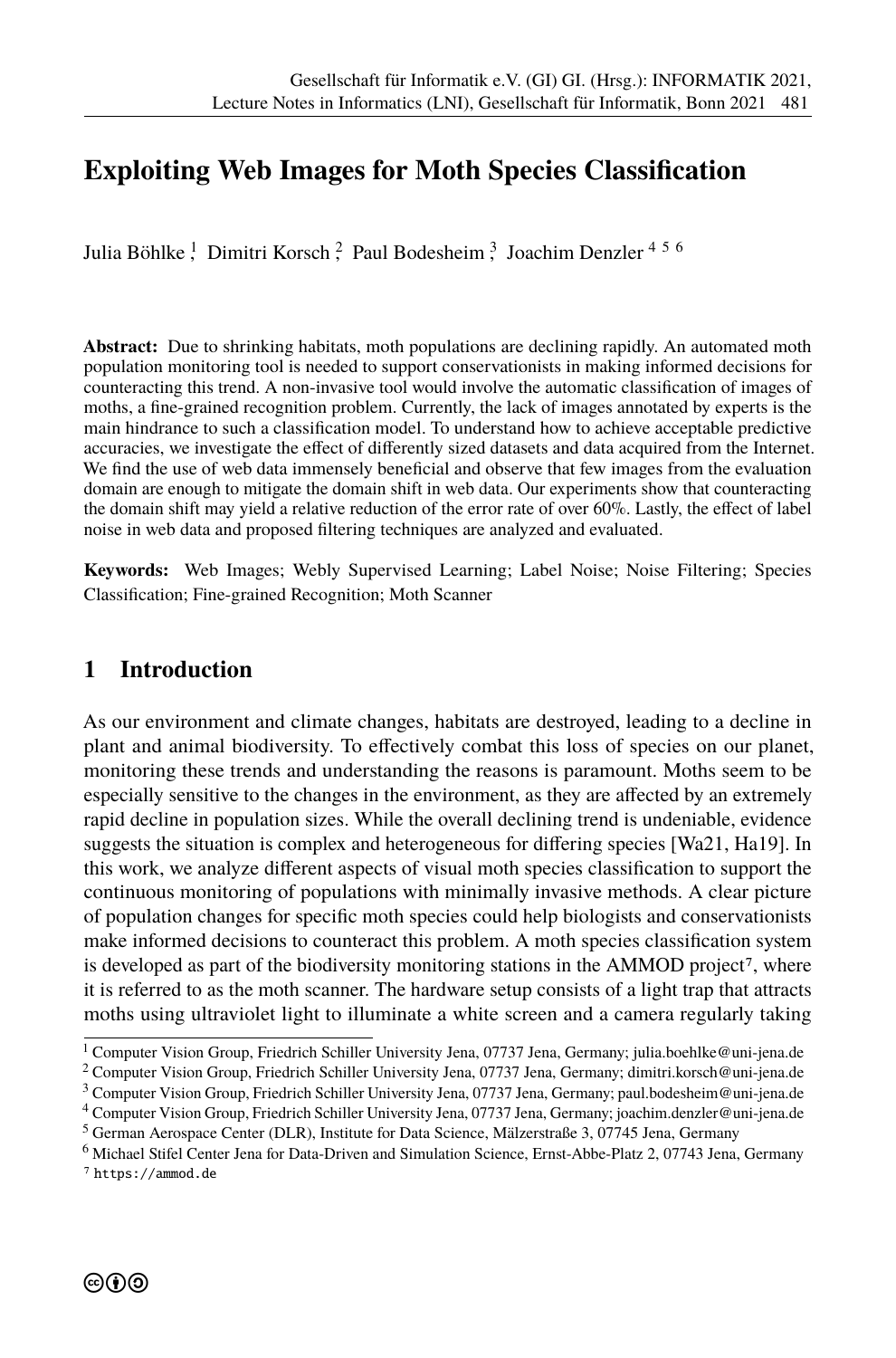# Exploiting Web Images for Moth Species Classification

Julia Böhlke [1], Dimitri Korsch [2], Paul Bodesheim [3], Joachim Denzler [4 5 6]

**Abstract:** Due to shrinking habitats, moth populations are declining rapidly. An automated moth population monitoring tool is needed to support conservationists in making informed decisions for counteracting this trend. A non-invasive tool would involve the automatic classification of images of moths, a fine-grained recognition problem. Currently, the lack of images annotated by experts is the main hindrance to such a classification model. To understand how to achieve acceptable predictive accuracies, we investigate the effect of differently sized datasets and data acquired from the Internet. We find the use of web data immensely beneficial and observe that few images from the evaluation domain are enough to mitigate the domain shift in web data. Our experiments show that counteracting the domain shift may yield a relative reduction of the error rate of over 60%. Lastly, the effect of label noise in web data and proposed filtering techniques are analyzed and evaluated.

**Keywords:** Web Images; Webly Supervised Learning; Label Noise; Noise Filtering; Species Classification; Fine-grained Recognition; Moth Scanner

## 1 Introduction

As our environment and climate changes, habitats are destroyed, leading to a decline in plant and animal biodiversity. To effectively combat this loss of species on our planet, monitoring these trends and understanding the reasons is paramount. Moths seem to be especially sensitive to the changes in the environment, as they are affected by an extremely rapid decline in population sizes. While the overall declining trend is undeniable, evidence suggests the situation is complex and heterogeneous for differing species [Wa21, Ha19]. In this work, we analyze different aspects of visual moth species classification to support the continuous monitoring of populations with minimally invasive methods. A clear picture of population changes for specific moth species could help biologists and conservationists make informed decisions to counteract this problem. A moth species classification system is developed as part of the biodiversity monitoring stations in the AMMOD project[7], where it is referred to as the moth scanner. The hardware setup consists of a light trap that attracts moths using ultraviolet light to illuminate a white screen and a camera regularly taking

[1] Computer Vision Group, Friedrich Schiller University Jena, 07737 Jena, Germany; julia.boehlke@uni-jena.de

[2] Computer Vision Group, Friedrich Schiller University Jena, 07737 Jena, Germany; dimitri.korsch@uni-jena.de

[3] Computer Vision Group, Friedrich Schiller University Jena, 07737 Jena, Germany; paul.bodesheim@uni-jena.de

[4] Computer Vision Group, Friedrich Schiller University Jena, 07737 Jena, Germany; joachim.denzler@uni-jena.de

[5] German Aerospace Center (DLR), Institute for Data Science, Mälzerstraße 3, 07745 Jena, Germany

[6] Michael Stifel Center Jena for Data-Driven and Simulation Science, Ernst-Abbe-Platz 2, 07743 Jena, Germany

[7] https://ammod.de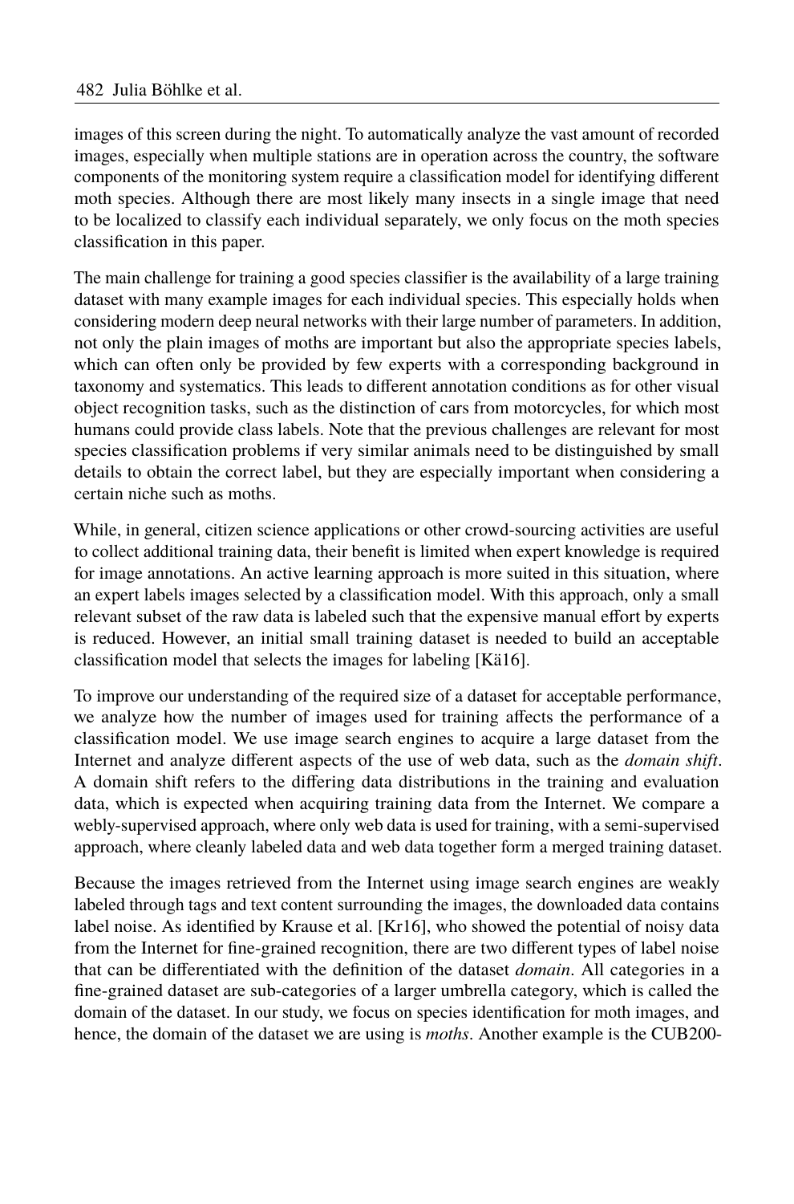images of this screen during the night. To automatically analyze the vast amount of recorded images, especially when multiple stations are in operation across the country, the software components of the monitoring system require a classification model for identifying different moth species. Although there are most likely many insects in a single image that need to be localized to classify each individual separately, we only focus on the moth species classification in this paper.

The main challenge for training a good species classifier is the availability of a large training dataset with many example images for each individual species. This especially holds when considering modern deep neural networks with their large number of parameters. In addition, not only the plain images of moths are important but also the appropriate species labels, which can often only be provided by few experts with a corresponding background in taxonomy and systematics. This leads to different annotation conditions as for other visual object recognition tasks, such as the distinction of cars from motorcycles, for which most humans could provide class labels. Note that the previous challenges are relevant for most species classification problems if very similar animals need to be distinguished by small details to obtain the correct label, but they are especially important when considering a certain niche such as moths.

While, in general, citizen science applications or other crowd-sourcing activities are useful to collect additional training data, their benefit is limited when expert knowledge is required for image annotations. An active learning approach is more suited in this situation, where an expert labels images selected by a classification model. With this approach, only a small relevant subset of the raw data is labeled such that the expensive manual effort by experts is reduced. However, an initial small training dataset is needed to build an acceptable classification model that selects the images for labeling [Kä16].

To improve our understanding of the required size of a dataset for acceptable performance, we analyze how the number of images used for training affects the performance of a classification model. We use image search engines to acquire a large dataset from the Internet and analyze different aspects of the use of web data, such as the *domain shift*. A domain shift refers to the differing data distributions in the training and evaluation data, which is expected when acquiring training data from the Internet. We compare a webly-supervised approach, where only web data is used for training, with a semi-supervised approach, where cleanly labeled data and web data together form a merged training dataset.

Because the images retrieved from the Internet using image search engines are weakly labeled through tags and text content surrounding the images, the downloaded data contains label noise. As identified by Krause et al. [Kr16], who showed the potential of noisy data from the Internet for fine-grained recognition, there are two different types of label noise that can be differentiated with the definition of the dataset *domain*. All categories in a fine-grained dataset are sub-categories of a larger umbrella category, which is called the domain of the dataset. In our study, we focus on species identification for moth images, and hence, the domain of the dataset we are using is *moths*. Another example is the CUB200-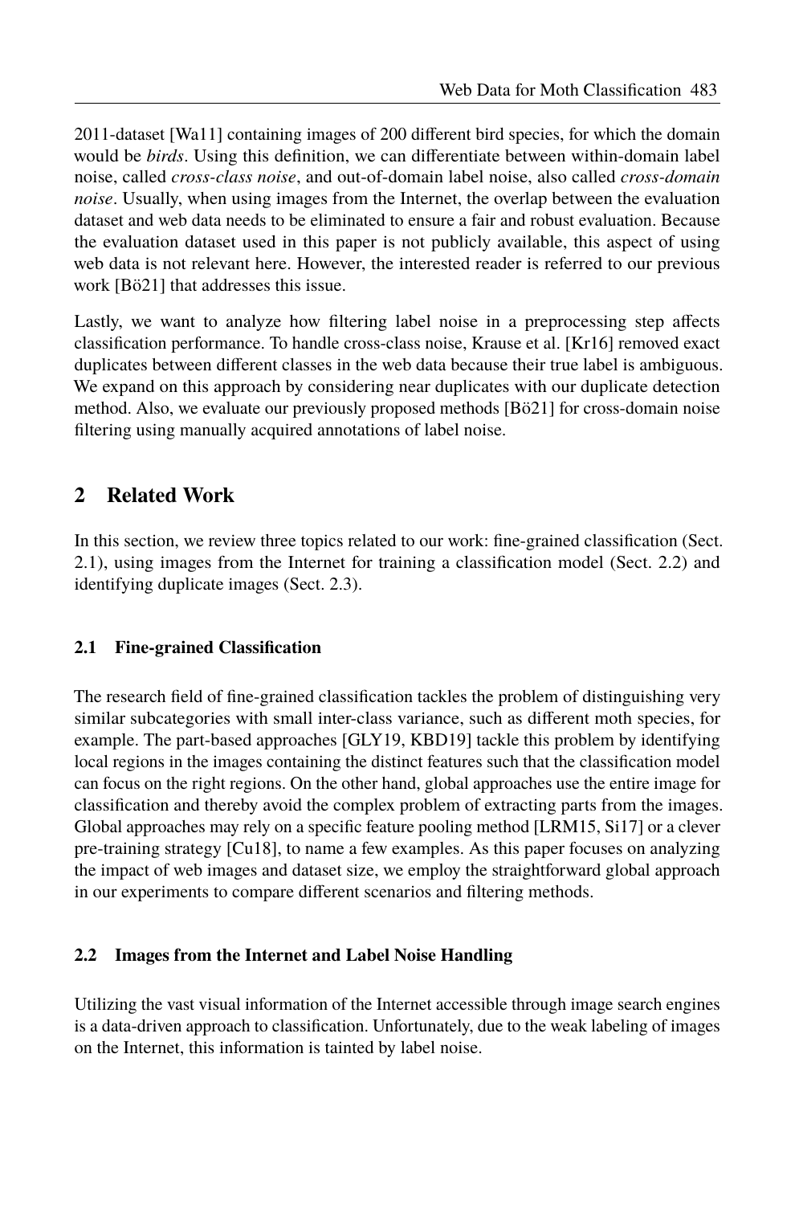2011-dataset [Wa11] containing images of 200 different bird species, for which the domain would be *birds*. Using this definition, we can differentiate between within-domain label noise, called *cross-class noise*, and out-of-domain label noise, also called *cross-domain noise*. Usually, when using images from the Internet, the overlap between the evaluation dataset and web data needs to be eliminated to ensure a fair and robust evaluation. Because the evaluation dataset used in this paper is not publicly available, this aspect of using web data is not relevant here. However, the interested reader is referred to our previous work [Bö21] that addresses this issue.

Lastly, we want to analyze how filtering label noise in a preprocessing step affects classification performance. To handle cross-class noise, Krause et al. [Kr16] removed exact duplicates between different classes in the web data because their true label is ambiguous. We expand on this approach by considering near duplicates with our duplicate detection method. Also, we evaluate our previously proposed methods [Bö21] for cross-domain noise filtering using manually acquired annotations of label noise.

## 2 Related Work

In this section, we review three topics related to our work: fine-grained classification (Sect. 2.1), using images from the Internet for training a classification model (Sect. 2.2) and identifying duplicate images (Sect. 2.3).

### 2.1 Fine-grained Classification

The research field of fine-grained classification tackles the problem of distinguishing very similar subcategories with small inter-class variance, such as different moth species, for example. The part-based approaches [GLY19, KBD19] tackle this problem by identifying local regions in the images containing the distinct features such that the classification model can focus on the right regions. On the other hand, global approaches use the entire image for classification and thereby avoid the complex problem of extracting parts from the images. Global approaches may rely on a specific feature pooling method [LRM15, Si17] or a clever pre-training strategy [Cu18], to name a few examples. As this paper focuses on analyzing the impact of web images and dataset size, we employ the straightforward global approach in our experiments to compare different scenarios and filtering methods.

### 2.2 Images from the Internet and Label Noise Handling

Utilizing the vast visual information of the Internet accessible through image search engines is a data-driven approach to classification. Unfortunately, due to the weak labeling of images on the Internet, this information is tainted by label noise.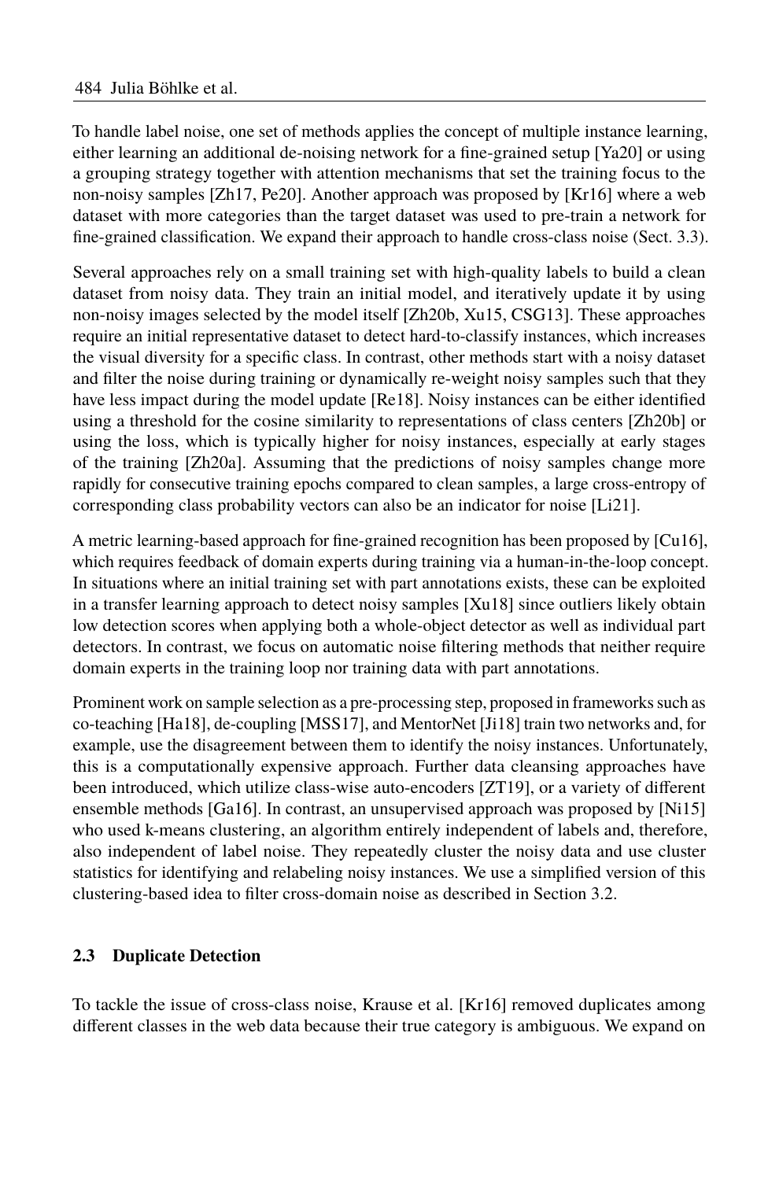To handle label noise, one set of methods applies the concept of multiple instance learning, either learning an additional de-noising network for a fine-grained setup [Ya20] or using a grouping strategy together with attention mechanisms that set the training focus to the non-noisy samples [Zh17, Pe20]. Another approach was proposed by [Kr16] where a web dataset with more categories than the target dataset was used to pre-train a network for fine-grained classification. We expand their approach to handle cross-class noise (Sect. 3.3).

Several approaches rely on a small training set with high-quality labels to build a clean dataset from noisy data. They train an initial model, and iteratively update it by using non-noisy images selected by the model itself [Zh20b, Xu15, CSG13]. These approaches require an initial representative dataset to detect hard-to-classify instances, which increases the visual diversity for a specific class. In contrast, other methods start with a noisy dataset and filter the noise during training or dynamically re-weight noisy samples such that they have less impact during the model update [Re18]. Noisy instances can be either identified using a threshold for the cosine similarity to representations of class centers [Zh20b] or using the loss, which is typically higher for noisy instances, especially at early stages of the training [Zh20a]. Assuming that the predictions of noisy samples change more rapidly for consecutive training epochs compared to clean samples, a large cross-entropy of corresponding class probability vectors can also be an indicator for noise [Li21].

A metric learning-based approach for fine-grained recognition has been proposed by [Cu16], which requires feedback of domain experts during training via a human-in-the-loop concept. In situations where an initial training set with part annotations exists, these can be exploited in a transfer learning approach to detect noisy samples [Xu18] since outliers likely obtain low detection scores when applying both a whole-object detector as well as individual part detectors. In contrast, we focus on automatic noise filtering methods that neither require domain experts in the training loop nor training data with part annotations.

Prominent work on sample selection as a pre-processing step, proposed in frameworks such as co-teaching [Ha18], de-coupling [MSS17], and MentorNet [Ji18] train two networks and, for example, use the disagreement between them to identify the noisy instances. Unfortunately, this is a computationally expensive approach. Further data cleansing approaches have been introduced, which utilize class-wise auto-encoders [ZT19], or a variety of different ensemble methods [Ga16]. In contrast, an unsupervised approach was proposed by [Ni15] who used k-means clustering, an algorithm entirely independent of labels and, therefore, also independent of label noise. They repeatedly cluster the noisy data and use cluster statistics for identifying and relabeling noisy instances. We use a simplified version of this clustering-based idea to filter cross-domain noise as described in Section 3.2.

### 2.3 Duplicate Detection

To tackle the issue of cross-class noise, Krause et al. [Kr16] removed duplicates among different classes in the web data because their true category is ambiguous. We expand on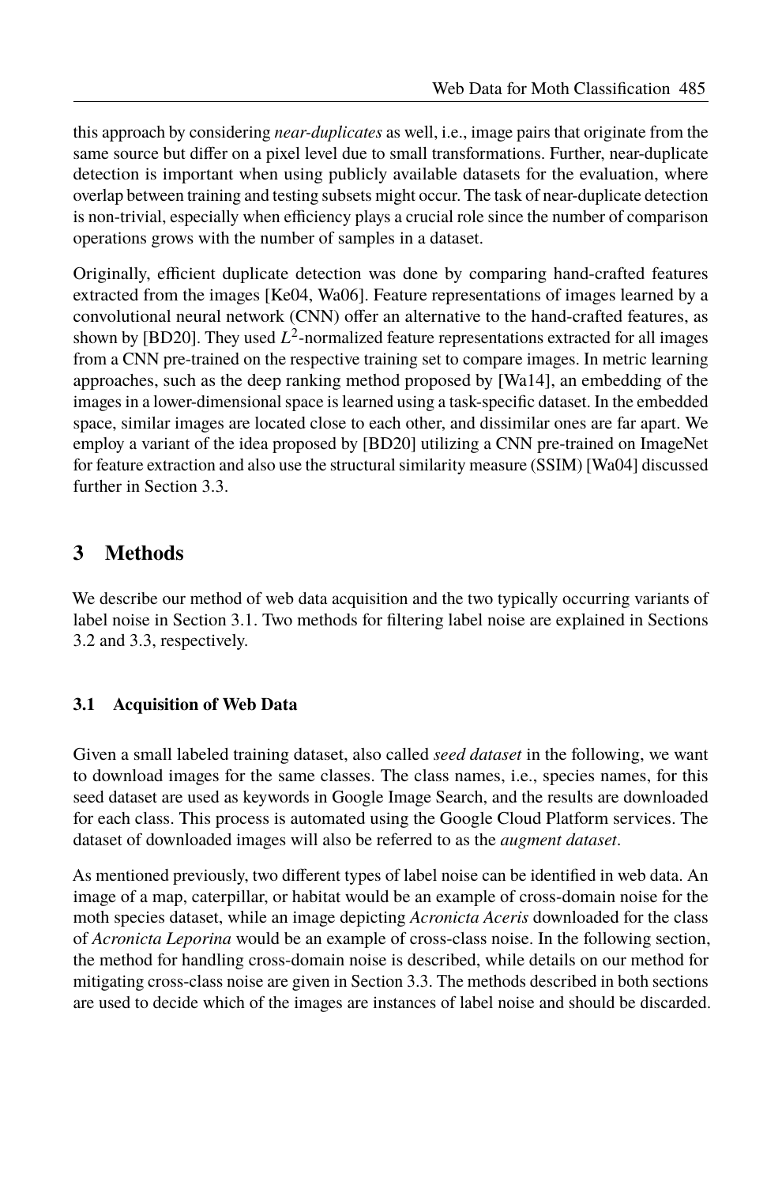this approach by considering *near-duplicates* as well, i.e., image pairs that originate from the same source but differ on a pixel level due to small transformations. Further, near-duplicate detection is important when using publicly available datasets for the evaluation, where overlap between training and testing subsets might occur. The task of near-duplicate detection is non-trivial, especially when efficiency plays a crucial role since the number of comparison operations grows with the number of samples in a dataset.

Originally, efficient duplicate detection was done by comparing hand-crafted features extracted from the images [Ke04, Wa06]. Feature representations of images learned by a convolutional neural network (CNN) offer an alternative to the hand-crafted features, as shown by [BD20]. They used $L^2$-normalized feature representations extracted for all images from a CNN pre-trained on the respective training set to compare images. In metric learning approaches, such as the deep ranking method proposed by [Wa14], an embedding of the images in a lower-dimensional space is learned using a task-specific dataset. In the embedded space, similar images are located close to each other, and dissimilar ones are far apart. We employ a variant of the idea proposed by [BD20] utilizing a CNN pre-trained on ImageNet for feature extraction and also use the structural similarity measure (SSIM) [Wa04] discussed further in Section 3.3.

# 3 Methods

We describe our method of web data acquisition and the two typically occurring variants of label noise in Section 3.1. Two methods for filtering label noise are explained in Sections 3.2 and 3.3, respectively.

## 3.1 Acquisition of Web Data

Given a small labeled training dataset, also called *seed dataset* in the following, we want to download images for the same classes. The class names, i.e., species names, for this seed dataset are used as keywords in Google Image Search, and the results are downloaded for each class. This process is automated using the Google Cloud Platform services. The dataset of downloaded images will also be referred to as the *augment dataset*.

As mentioned previously, two different types of label noise can be identified in web data. An image of a map, caterpillar, or habitat would be an example of cross-domain noise for the moth species dataset, while an image depicting *Acronicta Aceris* downloaded for the class of *Acronicta Leporina* would be an example of cross-class noise. In the following section, the method for handling cross-domain noise is described, while details on our method for mitigating cross-class noise are given in Section 3.3. The methods described in both sections are used to decide which of the images are instances of label noise and should be discarded.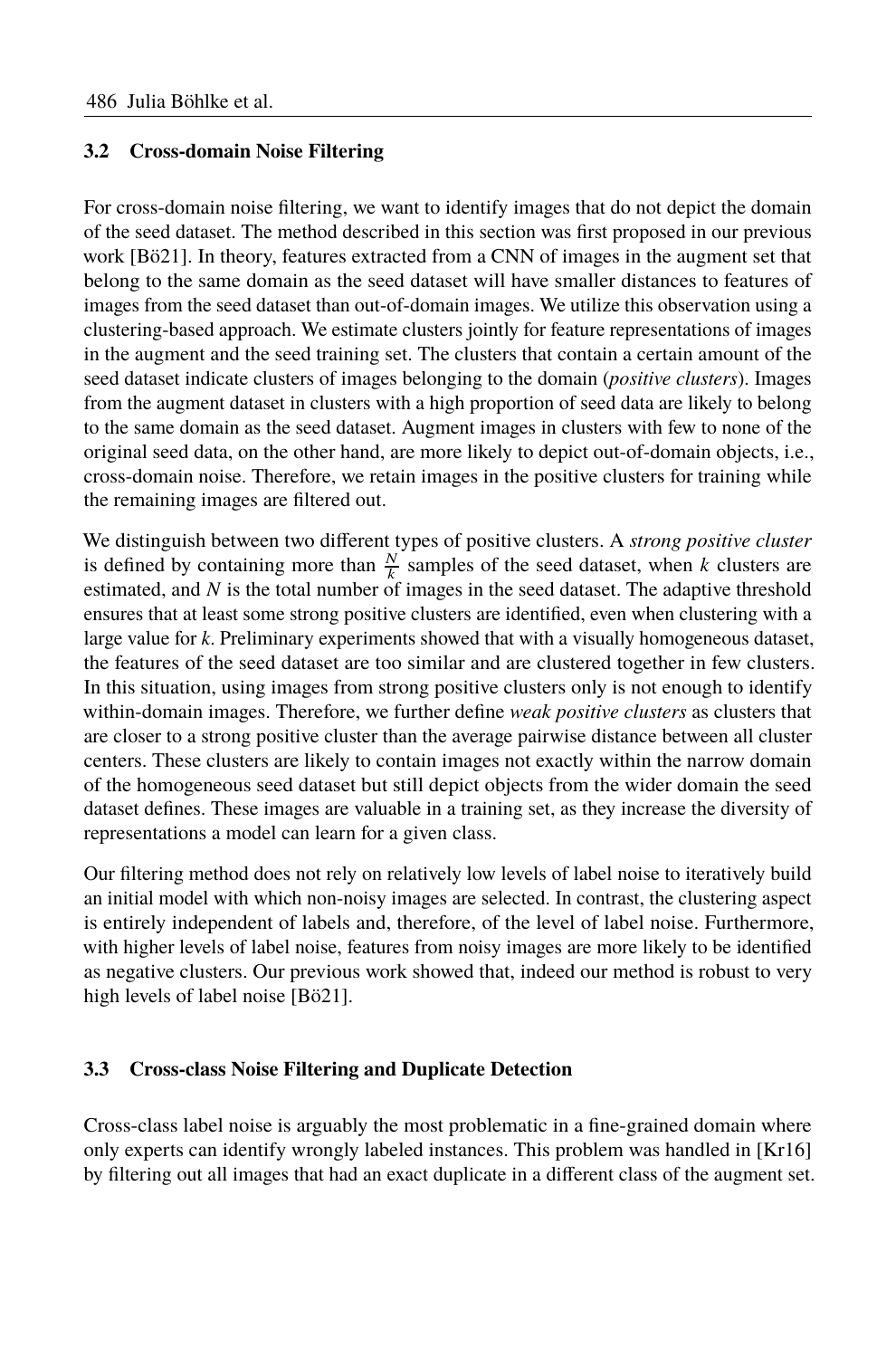### 3.2 Cross-domain Noise Filtering

For cross-domain noise filtering, we want to identify images that do not depict the domain of the seed dataset. The method described in this section was first proposed in our previous work [Bö21]. In theory, features extracted from a CNN of images in the augment set that belong to the same domain as the seed dataset will have smaller distances to features of images from the seed dataset than out-of-domain images. We utilize this observation using a clustering-based approach. We estimate clusters jointly for feature representations of images in the augment and the seed training set. The clusters that contain a certain amount of the seed dataset indicate clusters of images belonging to the domain (*positive clusters*). Images from the augment dataset in clusters with a high proportion of seed data are likely to belong to the same domain as the seed dataset. Augment images in clusters with few to none of the original seed data, on the other hand, are more likely to depict out-of-domain objects, i.e., cross-domain noise. Therefore, we retain images in the positive clusters for training while the remaining images are filtered out.

We distinguish between two different types of positive clusters. A *strong positive cluster* is defined by containing more than $\frac{N}{k}$ samples of the seed dataset, when $k$ clusters are estimated, and $N$ is the total number of images in the seed dataset. The adaptive threshold ensures that at least some strong positive clusters are identified, even when clustering with a large value for $k$. Preliminary experiments showed that with a visually homogeneous dataset, the features of the seed dataset are too similar and are clustered together in few clusters. In this situation, using images from strong positive clusters only is not enough to identify within-domain images. Therefore, we further define *weak positive clusters* as clusters that are closer to a strong positive cluster than the average pairwise distance between all cluster centers. These clusters are likely to contain images not exactly within the narrow domain of the homogeneous seed dataset but still depict objects from the wider domain the seed dataset defines. These images are valuable in a training set, as they increase the diversity of representations a model can learn for a given class.

Our filtering method does not rely on relatively low levels of label noise to iteratively build an initial model with which non-noisy images are selected. In contrast, the clustering aspect is entirely independent of labels and, therefore, of the level of label noise. Furthermore, with higher levels of label noise, features from noisy images are more likely to be identified as negative clusters. Our previous work showed that, indeed our method is robust to very high levels of label noise [Bö21].

### 3.3 Cross-class Noise Filtering and Duplicate Detection

Cross-class label noise is arguably the most problematic in a fine-grained domain where only experts can identify wrongly labeled instances. This problem was handled in [Kr16] by filtering out all images that had an exact duplicate in a different class of the augment set.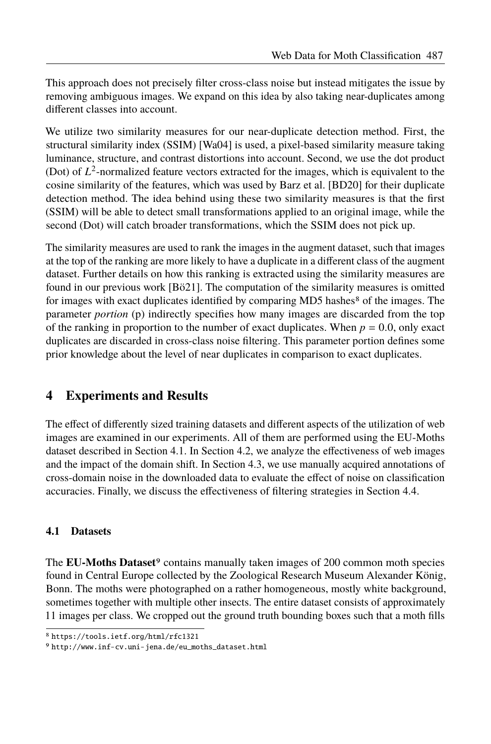This approach does not precisely filter cross-class noise but instead mitigates the issue by removing ambiguous images. We expand on this idea by also taking near-duplicates among different classes into account.

We utilize two similarity measures for our near-duplicate detection method. First, the structural similarity index (SSIM) [Wa04] is used, a pixel-based similarity measure taking luminance, structure, and contrast distortions into account. Second, we use the dot product (Dot) of $L^2$-normalized feature vectors extracted for the images, which is equivalent to the cosine similarity of the features, which was used by Barz et al. [BD20] for their duplicate detection method. The idea behind using these two similarity measures is that the first (SSIM) will be able to detect small transformations applied to an original image, while the second (Dot) will catch broader transformations, which the SSIM does not pick up.

The similarity measures are used to rank the images in the augment dataset, such that images at the top of the ranking are more likely to have a duplicate in a different class of the augment dataset. Further details on how this ranking is extracted using the similarity measures are found in our previous work [Bö21]. The computation of the similarity measures is omitted for images with exact duplicates identified by comparing MD5 hashes[8] of the images. The parameter *portion* (p) indirectly specifies how many images are discarded from the top of the ranking in proportion to the number of exact duplicates. When $p = 0.0$, only exact duplicates are discarded in cross-class noise filtering. This parameter portion defines some prior knowledge about the level of near duplicates in comparison to exact duplicates.

## 4 Experiments and Results

The effect of differently sized training datasets and different aspects of the utilization of web images are examined in our experiments. All of them are performed using the EU-Moths dataset described in Section 4.1. In Section 4.2, we analyze the effectiveness of web images and the impact of the domain shift. In Section 4.3, we use manually acquired annotations of cross-domain noise in the downloaded data to evaluate the effect of noise on classification accuracies. Finally, we discuss the effectiveness of filtering strategies in Section 4.4.

### 4.1 Datasets

The **EU-Moths Dataset**[9] contains manually taken images of 200 common moth species found in Central Europe collected by the Zoological Research Museum Alexander König, Bonn. The moths were photographed on a rather homogeneous, mostly white background, sometimes together with multiple other insects. The entire dataset consists of approximately 11 images per class. We cropped out the ground truth bounding boxes such that a moth fills

[8] https://tools.ietf.org/html/rfc1321

[9] http://www.inf-cv.uni-jena.de/eu_moths_dataset.html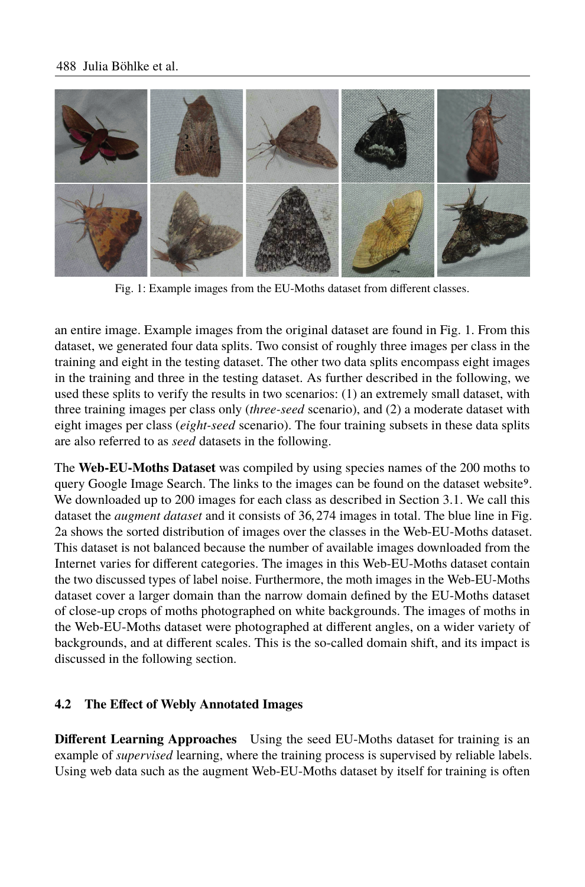Fig. 1: Example images from the EU-Moths dataset from different classes.

an entire image. Example images from the original dataset are found in Fig. 1. From this dataset, we generated four data splits. Two consist of roughly three images per class in the training and eight in the testing dataset. The other two data splits encompass eight images in the training and three in the testing dataset. As further described in the following, we used these splits to verify the results in two scenarios: (1) an extremely small dataset, with three training images per class only (*three-seed* scenario), and (2) a moderate dataset with eight images per class (*eight-seed* scenario). The four training subsets in these data splits are also referred to as *seed* datasets in the following.

The **Web-EU-Moths Dataset** was compiled by using species names of the 200 moths to query Google Image Search. The links to the images can be found on the dataset website[9]. We downloaded up to 200 images for each class as described in Section 3.1. We call this dataset the *augment dataset* and it consists of 36,274 images in total. The blue line in Fig. 2a shows the sorted distribution of images over the classes in the Web-EU-Moths dataset. This dataset is not balanced because the number of available images downloaded from the Internet varies for different categories. The images in this Web-EU-Moths dataset contain the two discussed types of label noise. Furthermore, the moth images in the Web-EU-Moths dataset cover a larger domain than the narrow domain defined by the EU-Moths dataset of close-up crops of moths photographed on white backgrounds. The images of moths in the Web-EU-Moths dataset were photographed at different angles, on a wider variety of backgrounds, and at different scales. This is the so-called domain shift, and its impact is discussed in the following section.

### 4.2 The Effect of Webly Annotated Images

**Different Learning Approaches** Using the seed EU-Moths dataset for training is an example of *supervised* learning, where the training process is supervised by reliable labels. Using web data such as the augment Web-EU-Moths dataset by itself for training is often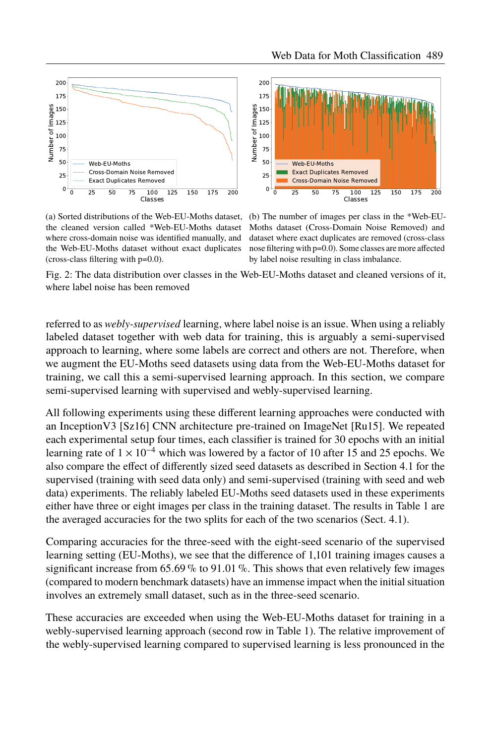(a) Sorted distributions of the Web-EU-Moths dataset, the cleaned version called *Web-EU-Moths dataset where cross-domain noise was identified manually, and the Web-EU-Moths dataset without exact duplicates (cross-class filtering with p=0.0).

(b) The number of images per class in the *Web-EU-Moths dataset (Cross-Domain Noise Removed) and dataset where exact duplicates are removed (cross-class nose filtering with p=0.0). Some classes are more affected by label noise resulting in class imbalance.

Fig. 2: The data distribution over classes in the Web-EU-Moths dataset and cleaned versions of it, where label noise has been removed

referred to as *webly-supervised* learning, where label noise is an issue. When using a reliably labeled dataset together with web data for training, this is arguably a semi-supervised approach to learning, where some labels are correct and others are not. Therefore, when we augment the EU-Moths seed datasets using data from the Web-EU-Moths dataset for training, we call this a semi-supervised learning approach. In this section, we compare semi-supervised learning with supervised and webly-supervised learning.

All following experiments using these different learning approaches were conducted with an InceptionV3 [Sz16] CNN architecture pre-trained on ImageNet [Ru15]. We repeated each experimental setup four times, each classifier is trained for 30 epochs with an initial learning rate of $1 \times 10^{-4}$ which was lowered by a factor of 10 after 15 and 25 epochs. We also compare the effect of differently sized seed datasets as described in Section 4.1 for the supervised (training with seed data only) and semi-supervised (training with seed and web data) experiments. The reliably labeled EU-Moths seed datasets used in these experiments either have three or eight images per class in the training dataset. The results in Table 1 are the averaged accuracies for the two splits for each of the two scenarios (Sect. 4.1).

Comparing accuracies for the three-seed with the eight-seed scenario of the supervised learning setting (EU-Moths), we see that the difference of 1,101 training images causes a significant increase from 65.69 % to 91.01 %. This shows that even relatively few images (compared to modern benchmark datasets) have an immense impact when the initial situation involves an extremely small dataset, such as in the three-seed scenario.

These accuracies are exceeded when using the Web-EU-Moths dataset for training in a webly-supervised learning approach (second row in Table 1). The relative improvement of the webly-supervised learning compared to supervised learning is less pronounced in the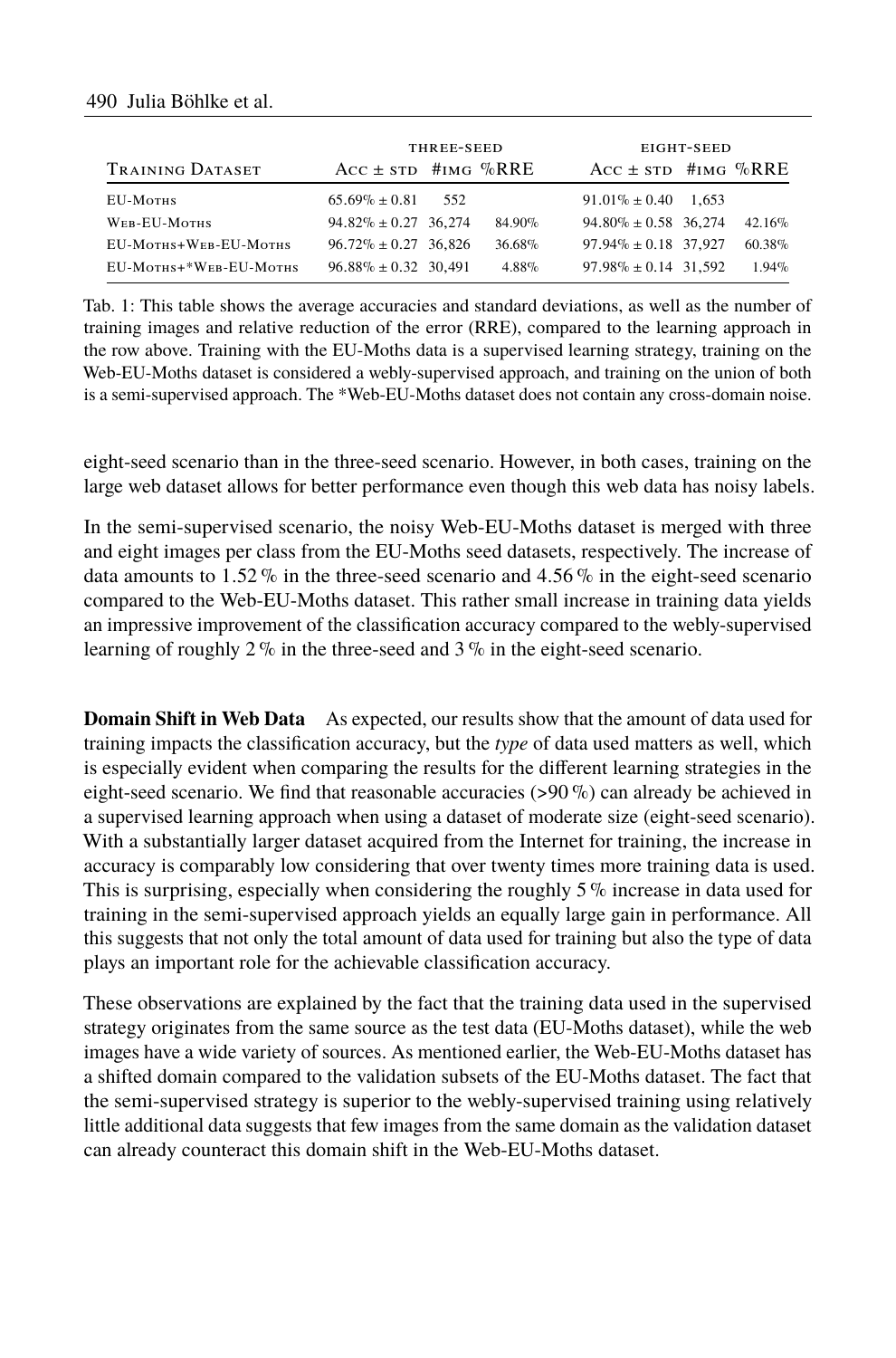| Training Dataset | Three-seed | | | Eight-seed | | |
|---|---|---|---|---|---|---|
| | Acc ± std | #img | %RRE | Acc ± std | #img | %RRE |
| EU-Moths | 65.69% ± 0.81 | 552 | | 91.01% ± 0.40 | 1,653 | |
| Web-EU-Moths | 94.82% ± 0.27 | 36,274 | 84.90% | 94.80% ± 0.58 | 36,274 | 42.16% |
| EU-Moths+Web-EU-Moths | 96.72% ± 0.27 | 36,826 | 36.68% | 97.94% ± 0.18 | 37,927 | 60.38% |
| EU-Moths+*Web-EU-Moths | 96.88% ± 0.32 | 30,491 | 4.88% | 97.98% ± 0.14 | 31,592 | 1.94% |

Tab. 1: This table shows the average accuracies and standard deviations, as well as the number of training images and relative reduction of the error (RRE), compared to the learning approach in the row above. Training with the EU-Moths data is a supervised learning strategy, training on the Web-EU-Moths dataset is considered a webly-supervised approach, and training on the union of both is a semi-supervised approach. The *Web-EU-Moths dataset does not contain any cross-domain noise.

eight-seed scenario than in the three-seed scenario. However, in both cases, training on the large web dataset allows for better performance even though this web data has noisy labels.

In the semi-supervised scenario, the noisy Web-EU-Moths dataset is merged with three and eight images per class from the EU-Moths seed datasets, respectively. The increase of data amounts to 1.52 % in the three-seed scenario and 4.56 % in the eight-seed scenario compared to the Web-EU-Moths dataset. This rather small increase in training data yields an impressive improvement of the classification accuracy compared to the webly-supervised learning of roughly 2 % in the three-seed and 3 % in the eight-seed scenario.

**Domain Shift in Web Data** As expected, our results show that the amount of data used for training impacts the classification accuracy, but the *type* of data used matters as well, which is especially evident when comparing the results for the different learning strategies in the eight-seed scenario. We find that reasonable accuracies (>90 %) can already be achieved in a supervised learning approach when using a dataset of moderate size (eight-seed scenario). With a substantially larger dataset acquired from the Internet for training, the increase in accuracy is comparably low considering that over twenty times more training data is used. This is surprising, especially when considering the roughly 5 % increase in data used for training in the semi-supervised approach yields an equally large gain in performance. All this suggests that not only the total amount of data used for training but also the type of data plays an important role for the achievable classification accuracy.

These observations are explained by the fact that the training data used in the supervised strategy originates from the same source as the test data (EU-Moths dataset), while the web images have a wide variety of sources. As mentioned earlier, the Web-EU-Moths dataset has a shifted domain compared to the validation subsets of the EU-Moths dataset. The fact that the semi-supervised strategy is superior to the webly-supervised training using relatively little additional data suggests that few images from the same domain as the validation dataset can already counteract this domain shift in the Web-EU-Moths dataset.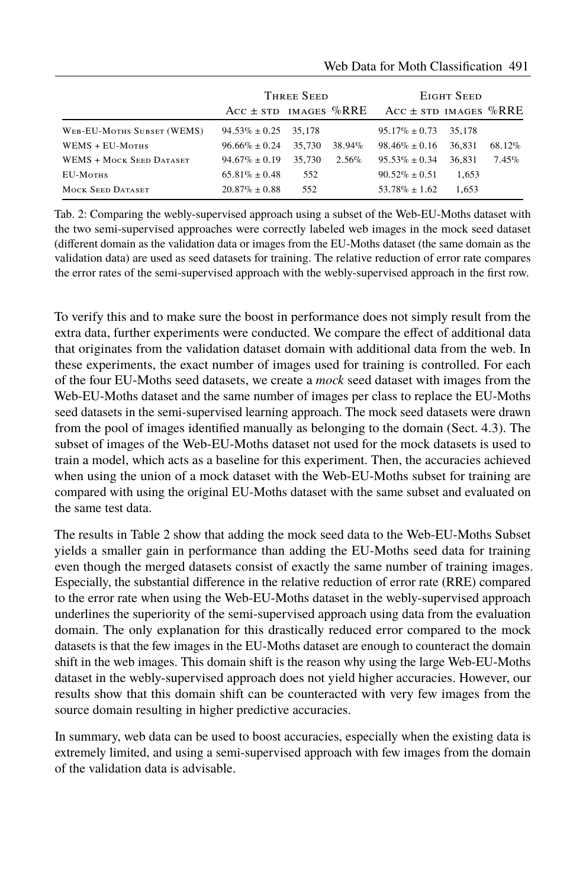| | Three Seed | | | Eight Seed | | |
|---|---|---|---|---|---|---|
| | Acc ± std | images | %RRE | Acc ± std | images | %RRE |
| Web-EU-Moths Subset (WEMS) | 94.53% ± 0.25 | 35,178 | | 95.17% ± 0.73 | 35,178 | |
| WEMS + EU-Moths | 96.66% ± 0.24 | 35,730 | 38.94% | 98.46% ± 0.16 | 36,831 | 68.12% |
| WEMS + Mock Seed Dataset | 94.67% ± 0.19 | 35,730 | 2.56% | 95.53% ± 0.34 | 36,831 | 7.45% |
| EU-Moths | 65.81% ± 0.48 | 552 | | 90.52% ± 0.51 | 1,653 | |
| Mock Seed Dataset | 20.87% ± 0.88 | 552 | | 53.78% ± 1.62 | 1,653 | |

Tab. 2: Comparing the webly-supervised approach using a subset of the Web-EU-Moths dataset with the two semi-supervised approaches were correctly labeled web images in the mock seed dataset (different domain as the validation data or images from the EU-Moths dataset (the same domain as the validation data) are used as seed datasets for training. The relative reduction of error rate compares the error rates of the semi-supervised approach with the webly-supervised approach in the first row.

To verify this and to make sure the boost in performance does not simply result from the extra data, further experiments were conducted. We compare the effect of additional data that originates from the validation dataset domain with additional data from the web. In these experiments, the exact number of images used for training is controlled. For each of the four EU-Moths seed datasets, we create a *mock* seed dataset with images from the Web-EU-Moths dataset and the same number of images per class to replace the EU-Moths seed datasets in the semi-supervised learning approach. The mock seed datasets were drawn from the pool of images identified manually as belonging to the domain (Sect. 4.3). The subset of images of the Web-EU-Moths dataset not used for the mock datasets is used to train a model, which acts as a baseline for this experiment. Then, the accuracies achieved when using the union of a mock dataset with the Web-EU-Moths subset for training are compared with using the original EU-Moths dataset with the same subset and evaluated on the same test data.

The results in Table 2 show that adding the mock seed data to the Web-EU-Moths Subset yields a smaller gain in performance than adding the EU-Moths seed data for training even though the merged datasets consist of exactly the same number of training images. Especially, the substantial difference in the relative reduction of error rate (RRE) compared to the error rate when using the Web-EU-Moths dataset in the webly-supervised approach underlines the superiority of the semi-supervised approach using data from the evaluation domain. The only explanation for this drastically reduced error compared to the mock datasets is that the few images in the EU-Moths dataset are enough to counteract the domain shift in the web images. This domain shift is the reason why using the large Web-EU-Moths dataset in the webly-supervised approach does not yield higher accuracies. However, our results show that this domain shift can be counteracted with very few images from the source domain resulting in higher predictive accuracies.

In summary, web data can be used to boost accuracies, especially when the existing data is extremely limited, and using a semi-supervised approach with few images from the domain of the validation data is advisable.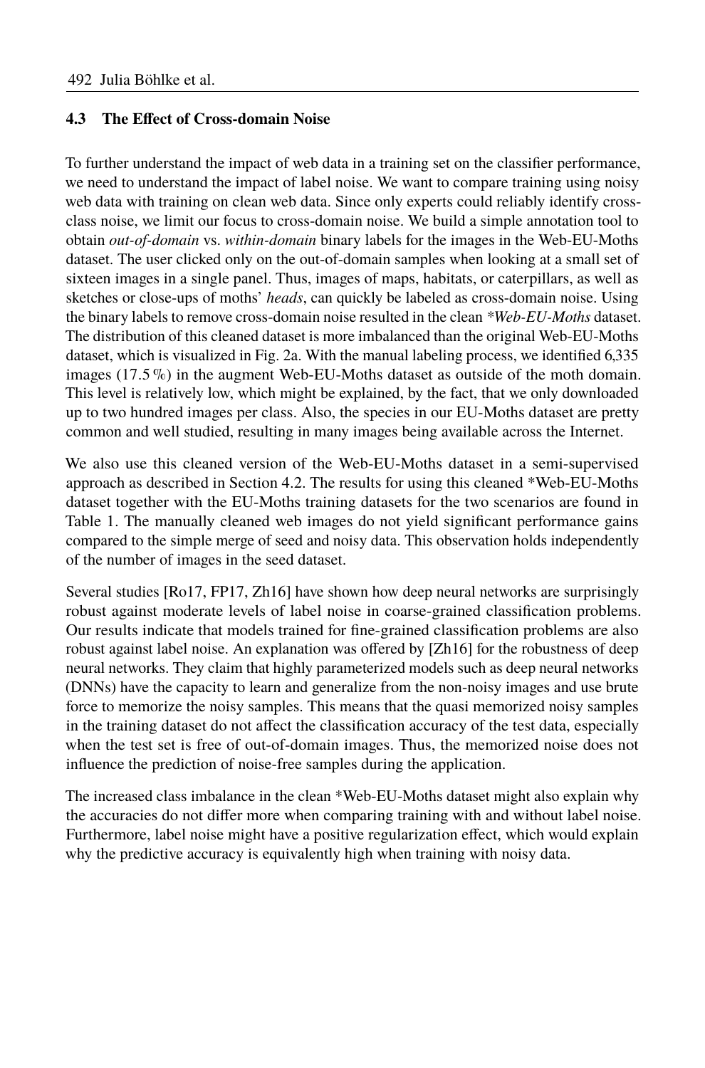### 4.3 The Effect of Cross-domain Noise

To further understand the impact of web data in a training set on the classifier performance, we need to understand the impact of label noise. We want to compare training using noisy web data with training on clean web data. Since only experts could reliably identify cross-class noise, we limit our focus to cross-domain noise. We build a simple annotation tool to obtain *out-of-domain* vs. *within-domain* binary labels for the images in the Web-EU-Moths dataset. The user clicked only on the out-of-domain samples when looking at a small set of sixteen images in a single panel. Thus, images of maps, habitats, or caterpillars, as well as sketches or close-ups of moths' *heads*, can quickly be labeled as cross-domain noise. Using the binary labels to remove cross-domain noise resulted in the clean *\*Web-EU-Moths* dataset. The distribution of this cleaned dataset is more imbalanced than the original Web-EU-Moths dataset, which is visualized in Fig. 2a. With the manual labeling process, we identified 6,335 images (17.5 %) in the augment Web-EU-Moths dataset as outside of the moth domain. This level is relatively low, which might be explained, by the fact, that we only downloaded up to two hundred images per class. Also, the species in our EU-Moths dataset are pretty common and well studied, resulting in many images being available across the Internet.

We also use this cleaned version of the Web-EU-Moths dataset in a semi-supervised approach as described in Section 4.2. The results for using this cleaned *Web-EU-Moths dataset together with the EU-Moths training datasets for the two scenarios are found in Table 1. The manually cleaned web images do not yield significant performance gains compared to the simple merge of seed and noisy data. This observation holds independently of the number of images in the seed dataset.

Several studies [Ro17, FP17, Zh16] have shown how deep neural networks are surprisingly robust against moderate levels of label noise in coarse-grained classification problems. Our results indicate that models trained for fine-grained classification problems are also robust against label noise. An explanation was offered by [Zh16] for the robustness of deep neural networks. They claim that highly parameterized models such as deep neural networks (DNNs) have the capacity to learn and generalize from the non-noisy images and use brute force to memorize the noisy samples. This means that the quasi memorized noisy samples in the training dataset do not affect the classification accuracy of the test data, especially when the test set is free of out-of-domain images. Thus, the memorized noise does not influence the prediction of noise-free samples during the application.

The increased class imbalance in the clean *Web-EU-Moths dataset might also explain why the accuracies do not differ more when comparing training with and without label noise. Furthermore, label noise might have a positive regularization effect, which would explain why the predictive accuracy is equivalently high when training with noisy data.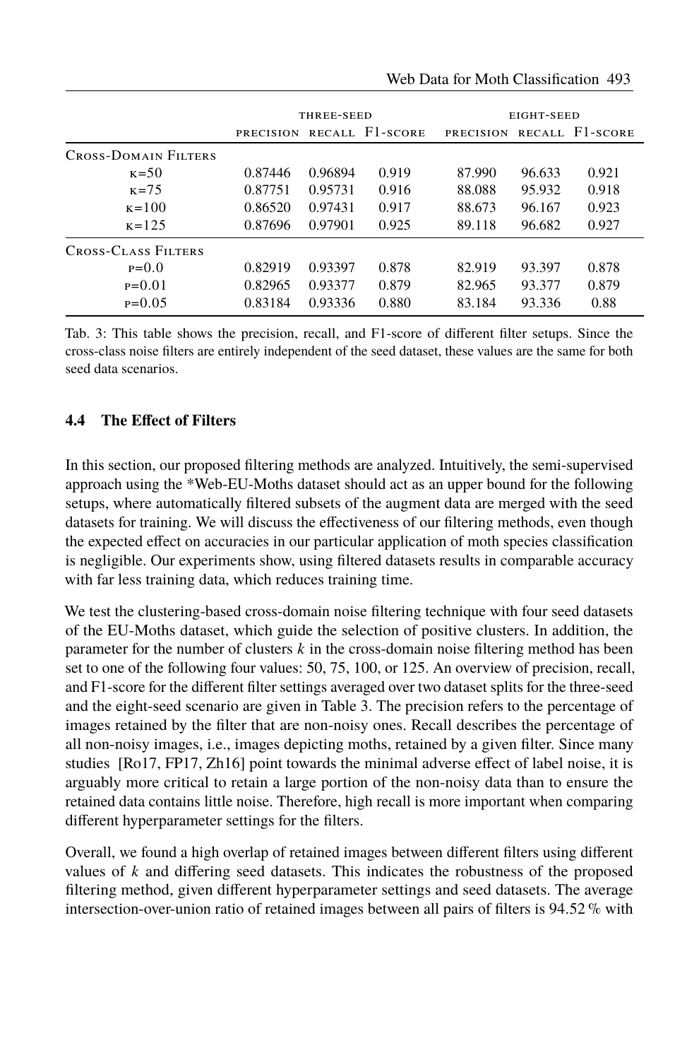| | THREE-SEED | | | EIGHT-SEED | | |
|---|---|---|---|---|---|---|
| | PRECISION | RECALL | F1-SCORE | PRECISION | RECALL | F1-SCORE |
| CROSS-DOMAIN FILTERS | | | | | | |
| K=50 | 0.87446 | 0.96894 | 0.919 | 87.990 | 96.633 | 0.921 |
| K=75 | 0.87751 | 0.95731 | 0.916 | 88.088 | 95.932 | 0.918 |
| K=100 | 0.86520 | 0.97431 | 0.917 | 88.673 | 96.167 | 0.923 |
| K=125 | 0.87696 | 0.97901 | 0.925 | 89.118 | 96.682 | 0.927 |
| CROSS-CLASS FILTERS | | | | | | |
| P=0.0 | 0.82919 | 0.93397 | 0.878 | 82.919 | 93.397 | 0.878 |
| P=0.01 | 0.82965 | 0.93377 | 0.879 | 82.965 | 93.377 | 0.879 |
| P=0.05 | 0.83184 | 0.93336 | 0.880 | 83.184 | 93.336 | 0.88 |

Tab. 3: This table shows the precision, recall, and F1-score of different filter setups. Since the cross-class noise filters are entirely independent of the seed dataset, these values are the same for both seed data scenarios.

### 4.4 The Effect of Filters

In this section, our proposed filtering methods are analyzed. Intuitively, the semi-supervised approach using the *Web-EU-Moths dataset should act as an upper bound for the following setups, where automatically filtered subsets of the augment data are merged with the seed datasets for training. We will discuss the effectiveness of our filtering methods, even though the expected effect on accuracies in our particular application of moth species classification is negligible. Our experiments show, using filtered datasets results in comparable accuracy with far less training data, which reduces training time.

We test the clustering-based cross-domain noise filtering technique with four seed datasets of the EU-Moths dataset, which guide the selection of positive clusters. In addition, the parameter for the number of clusters $k$ in the cross-domain noise filtering method has been set to one of the following four values: 50, 75, 100, or 125. An overview of precision, recall, and F1-score for the different filter settings averaged over two dataset splits for the three-seed and the eight-seed scenario are given in Table 3. The precision refers to the percentage of images retained by the filter that are non-noisy ones. Recall describes the percentage of all non-noisy images, i.e., images depicting moths, retained by a given filter. Since many studies [Ro17, FP17, Zh16] point towards the minimal adverse effect of label noise, it is arguably more critical to retain a large portion of the non-noisy data than to ensure the retained data contains little noise. Therefore, high recall is more important when comparing different hyperparameter settings for the filters.

Overall, we found a high overlap of retained images between different filters using different values of $k$ and differing seed datasets. This indicates the robustness of the proposed filtering method, given different hyperparameter settings and seed datasets. The average intersection-over-union ratio of retained images between all pairs of filters is 94.52 % with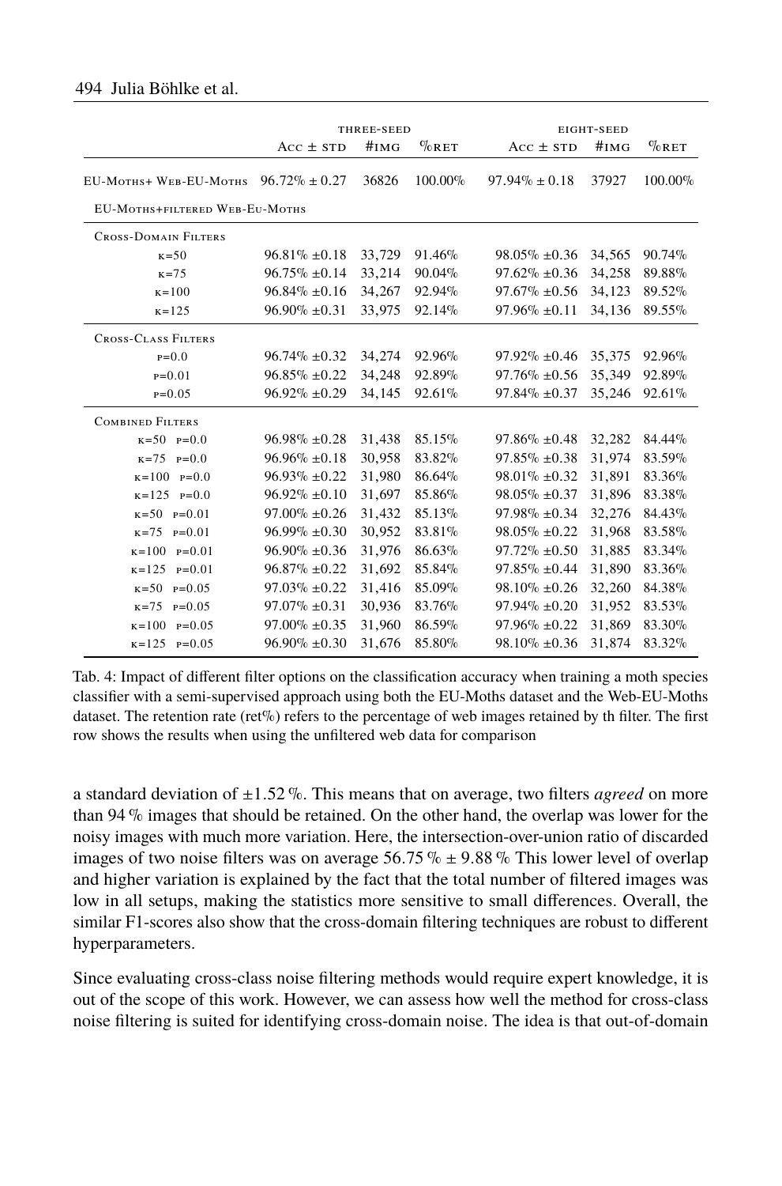| | three-seed | | | eight-seed | | |
|---|---|---|---|---|---|---|
| | Acc ± std | #img | %ret | Acc ± std | #img | %ret |
| EU-Moths+ Web-EU-Moths | 96.72% ± 0.27 | 36826 | 100.00% | 97.94% ± 0.18 | 37927 | 100.00% |
| EU-Moths+filtered Web-Eu-Moths | | | | | | |
| Cross-Domain Filters | | | | | | |
| κ=50 | 96.81% ±0.18 | 33,729 | 91.46% | 98.05% ±0.36 | 34,565 | 90.74% |
| κ=75 | 96.75% ±0.14 | 33,214 | 90.04% | 97.62% ±0.36 | 34,258 | 89.88% |
| κ=100 | 96.84% ±0.16 | 34,267 | 92.94% | 97.67% ±0.56 | 34,123 | 89.52% |
| κ=125 | 96.90% ±0.31 | 33,975 | 92.14% | 97.96% ±0.11 | 34,136 | 89.55% |
| Cross-Class Filters | | | | | | |
| p=0.0 | 96.74% ±0.32 | 34,274 | 92.96% | 97.92% ±0.46 | 35,375 | 92.96% |
| p=0.01 | 96.85% ±0.22 | 34,248 | 92.89% | 97.76% ±0.56 | 35,349 | 92.89% |
| p=0.05 | 96.92% ±0.29 | 34,145 | 92.61% | 97.84% ±0.37 | 35,246 | 92.61% |
| Combined Filters | | | | | | |
| κ=50 p=0.0 | 96.98% ±0.28 | 31,438 | 85.15% | 97.86% ±0.48 | 32,282 | 84.44% |
| κ=75 p=0.0 | 96.96% ±0.18 | 30,958 | 83.82% | 97.85% ±0.38 | 31,974 | 83.59% |
| κ=100 p=0.0 | 96.93% ±0.22 | 31,980 | 86.64% | 98.01% ±0.32 | 31,891 | 83.36% |
| κ=125 p=0.0 | 96.92% ±0.10 | 31,697 | 85.86% | 98.05% ±0.37 | 31,896 | 83.38% |
| κ=50 p=0.01 | 97.00% ±0.26 | 31,432 | 85.13% | 97.98% ±0.34 | 32,276 | 84.43% |
| κ=75 p=0.01 | 96.99% ±0.30 | 30,952 | 83.81% | 98.05% ±0.22 | 31,968 | 83.58% |
| κ=100 p=0.01 | 96.90% ±0.36 | 31,976 | 86.63% | 97.72% ±0.50 | 31,885 | 83.34% |
| κ=125 p=0.01 | 96.87% ±0.22 | 31,692 | 85.84% | 97.85% ±0.44 | 31,890 | 83.36% |
| κ=50 p=0.05 | 97.03% ±0.22 | 31,416 | 85.09% | 98.10% ±0.26 | 32,260 | 84.38% |
| κ=75 p=0.05 | 97.07% ±0.31 | 30,936 | 83.76% | 97.94% ±0.20 | 31,952 | 83.53% |
| κ=100 p=0.05 | 97.00% ±0.35 | 31,960 | 86.59% | 97.96% ±0.22 | 31,869 | 83.30% |
| κ=125 p=0.05 | 96.90% ±0.30 | 31,676 | 85.80% | 98.10% ±0.36 | 31,874 | 83.32% |

Tab. 4: Impact of different filter options on the classification accuracy when training a moth species classifier with a semi-supervised approach using both the EU-Moths dataset and the Web-EU-Moths dataset. The retention rate (ret%) refers to the percentage of web images retained by th filter. The first row shows the results when using the unfiltered web data for comparison

a standard deviation of ±1.52 %. This means that on average, two filters *agreed* on more than 94 % images that should be retained. On the other hand, the overlap was lower for the noisy images with much more variation. Here, the intersection-over-union ratio of discarded images of two noise filters was on average 56.75 % ± 9.88 % This lower level of overlap and higher variation is explained by the fact that the total number of filtered images was low in all setups, making the statistics more sensitive to small differences. Overall, the similar F1-scores also show that the cross-domain filtering techniques are robust to different hyperparameters.

Since evaluating cross-class noise filtering methods would require expert knowledge, it is out of the scope of this work. However, we can assess how well the method for cross-class noise filtering is suited for identifying cross-domain noise. The idea is that out-of-domain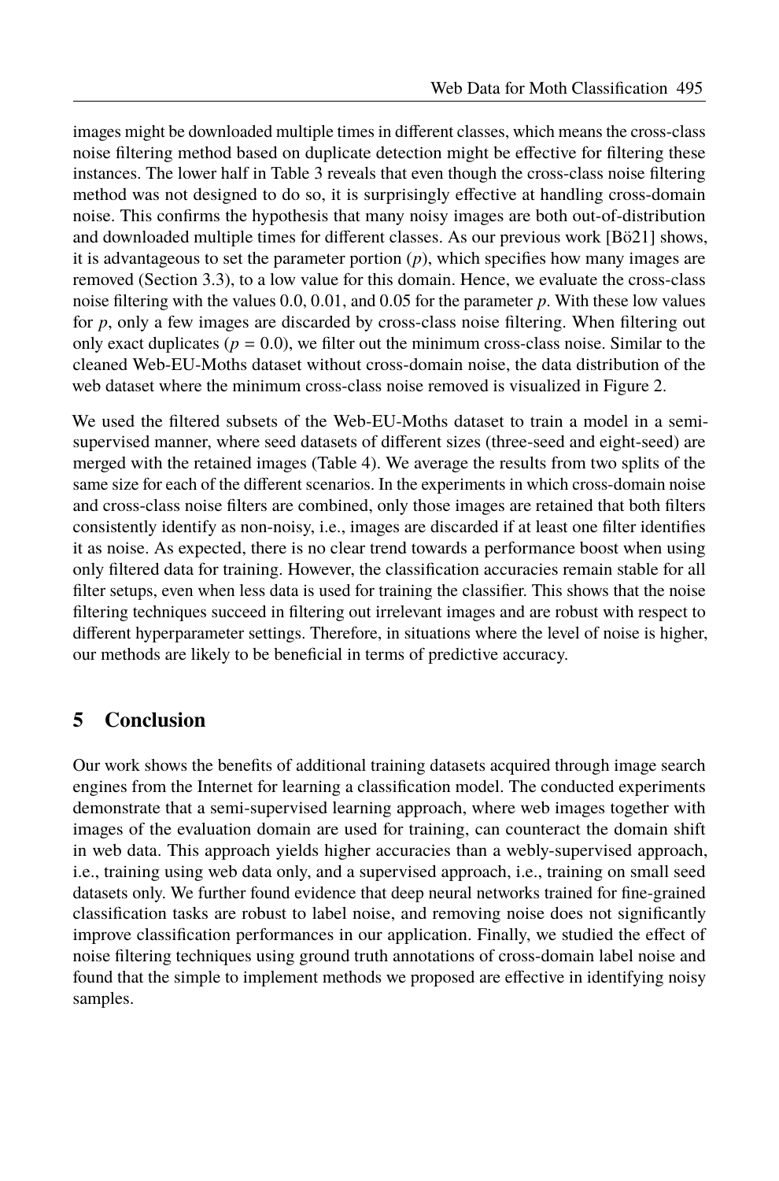images might be downloaded multiple times in different classes, which means the cross-class noise filtering method based on duplicate detection might be effective for filtering these instances. The lower half in Table 3 reveals that even though the cross-class noise filtering method was not designed to do so, it is surprisingly effective at handling cross-domain noise. This confirms the hypothesis that many noisy images are both out-of-distribution and downloaded multiple times for different classes. As our previous work [Bö21] shows, it is advantageous to set the parameter portion ($p$), which specifies how many images are removed (Section 3.3), to a low value for this domain. Hence, we evaluate the cross-class noise filtering with the values 0.0, 0.01, and 0.05 for the parameter $p$. With these low values for $p$, only a few images are discarded by cross-class noise filtering. When filtering out only exact duplicates ($p = 0.0$), we filter out the minimum cross-class noise. Similar to the cleaned Web-EU-Moths dataset without cross-domain noise, the data distribution of the web dataset where the minimum cross-class noise removed is visualized in Figure 2.

We used the filtered subsets of the Web-EU-Moths dataset to train a model in a semi-supervised manner, where seed datasets of different sizes (three-seed and eight-seed) are merged with the retained images (Table 4). We average the results from two splits of the same size for each of the different scenarios. In the experiments in which cross-domain noise and cross-class noise filters are combined, only those images are retained that both filters consistently identify as non-noisy, i.e., images are discarded if at least one filter identifies it as noise. As expected, there is no clear trend towards a performance boost when using only filtered data for training. However, the classification accuracies remain stable for all filter setups, even when less data is used for training the classifier. This shows that the noise filtering techniques succeed in filtering out irrelevant images and are robust with respect to different hyperparameter settings. Therefore, in situations where the level of noise is higher, our methods are likely to be beneficial in terms of predictive accuracy.

## 5 Conclusion

Our work shows the benefits of additional training datasets acquired through image search engines from the Internet for learning a classification model. The conducted experiments demonstrate that a semi-supervised learning approach, where web images together with images of the evaluation domain are used for training, can counteract the domain shift in web data. This approach yields higher accuracies than a webly-supervised approach, i.e., training using web data only, and a supervised approach, i.e., training on small seed datasets only. We further found evidence that deep neural networks trained for fine-grained classification tasks are robust to label noise, and removing noise does not significantly improve classification performances in our application. Finally, we studied the effect of noise filtering techniques using ground truth annotations of cross-domain label noise and found that the simple to implement methods we proposed are effective in identifying noisy samples.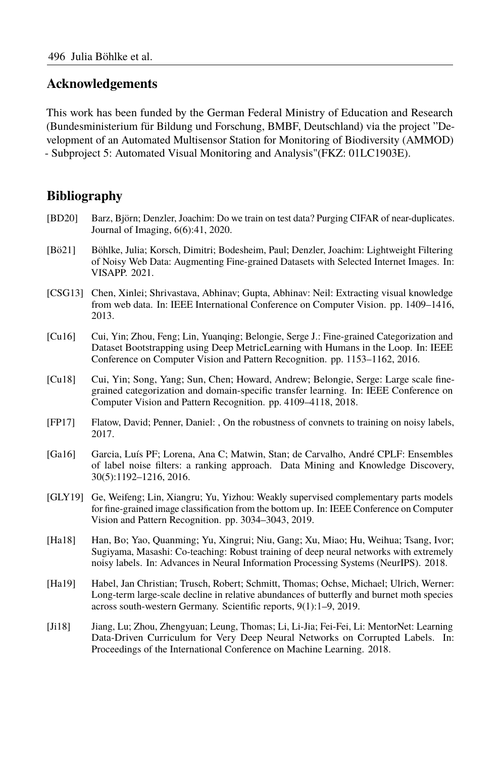## Acknowledgements

This work has been funded by the German Federal Ministry of Education and Research (Bundesministerium für Bildung und Forschung, BMBF, Deutschland) via the project "Development of an Automated Multisensor Station for Monitoring of Biodiversity (AMMOD) - Subproject 5: Automated Visual Monitoring and Analysis"(FKZ: 01LC1903E).

## Bibliography

[BD20] Barz, Björn; Denzler, Joachim: Do we train on test data? Purging CIFAR of near-duplicates. Journal of Imaging, 6(6):41, 2020.

[Bö21] Böhlke, Julia; Korsch, Dimitri; Bodesheim, Paul; Denzler, Joachim: Lightweight Filtering of Noisy Web Data: Augmenting Fine-grained Datasets with Selected Internet Images. In: VISAPP. 2021.

[CSG13] Chen, Xinlei; Shrivastava, Abhinav; Gupta, Abhinav: Neil: Extracting visual knowledge from web data. In: IEEE International Conference on Computer Vision. pp. 1409–1416, 2013.

[Cu16] Cui, Yin; Zhou, Feng; Lin, Yuanqing; Belongie, Serge J.: Fine-grained Categorization and Dataset Bootstrapping using Deep MetricLearning with Humans in the Loop. In: IEEE Conference on Computer Vision and Pattern Recognition. pp. 1153–1162, 2016.

[Cu18] Cui, Yin; Song, Yang; Sun, Chen; Howard, Andrew; Belongie, Serge: Large scale fine-grained categorization and domain-specific transfer learning. In: IEEE Conference on Computer Vision and Pattern Recognition. pp. 4109–4118, 2018.

[FP17] Flatow, David; Penner, Daniel: , On the robustness of convnets to training on noisy labels, 2017.

[Ga16] Garcia, Luís PF; Lorena, Ana C; Matwin, Stan; de Carvalho, André CPLF: Ensembles of label noise filters: a ranking approach. Data Mining and Knowledge Discovery, 30(5):1192–1216, 2016.

[GLY19] Ge, Weifeng; Lin, Xiangru; Yu, Yizhou: Weakly supervised complementary parts models for fine-grained image classification from the bottom up. In: IEEE Conference on Computer Vision and Pattern Recognition. pp. 3034–3043, 2019.

[Ha18] Han, Bo; Yao, Quanming; Yu, Xingrui; Niu, Gang; Xu, Miao; Hu, Weihua; Tsang, Ivor; Sugiyama, Masashi: Co-teaching: Robust training of deep neural networks with extremely noisy labels. In: Advances in Neural Information Processing Systems (NeurIPS). 2018.

[Ha19] Habel, Jan Christian; Trusch, Robert; Schmitt, Thomas; Ochse, Michael; Ulrich, Werner: Long-term large-scale decline in relative abundances of butterfly and burnet moth species across south-western Germany. Scientific reports, 9(1):1–9, 2019.

[Ji18] Jiang, Lu; Zhou, Zhengyuan; Leung, Thomas; Li, Li-Jia; Fei-Fei, Li: MentorNet: Learning Data-Driven Curriculum for Very Deep Neural Networks on Corrupted Labels. In: Proceedings of the International Conference on Machine Learning. 2018.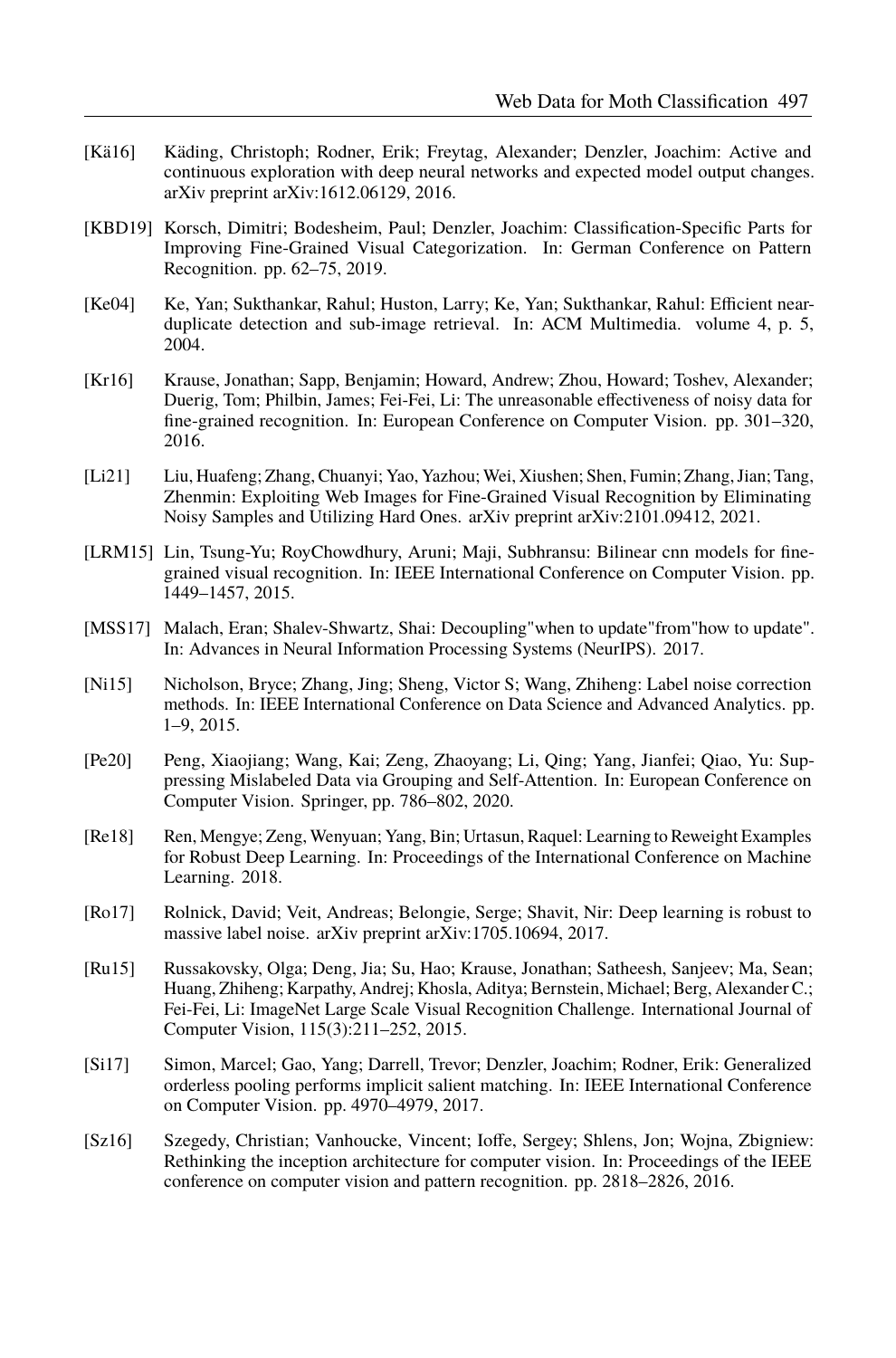[Kä16] Käding, Christoph; Rodner, Erik; Freytag, Alexander; Denzler, Joachim: Active and continuous exploration with deep neural networks and expected model output changes. arXiv preprint arXiv:1612.06129, 2016.

[KBD19] Korsch, Dimitri; Bodesheim, Paul; Denzler, Joachim: Classification-Specific Parts for Improving Fine-Grained Visual Categorization. In: German Conference on Pattern Recognition. pp. 62–75, 2019.

[Ke04] Ke, Yan; Sukthankar, Rahul; Huston, Larry; Ke, Yan; Sukthankar, Rahul: Efficient near-duplicate detection and sub-image retrieval. In: ACM Multimedia. volume 4, p. 5, 2004.

[Kr16] Krause, Jonathan; Sapp, Benjamin; Howard, Andrew; Zhou, Howard; Toshev, Alexander; Duerig, Tom; Philbin, James; Fei-Fei, Li: The unreasonable effectiveness of noisy data for fine-grained recognition. In: European Conference on Computer Vision. pp. 301–320, 2016.

[Li21] Liu, Huafeng; Zhang, Chuanyi; Yao, Yazhou; Wei, Xiushen; Shen, Fumin; Zhang, Jian; Tang, Zhenmin: Exploiting Web Images for Fine-Grained Visual Recognition by Eliminating Noisy Samples and Utilizing Hard Ones. arXiv preprint arXiv:2101.09412, 2021.

[LRM15] Lin, Tsung-Yu; RoyChowdhury, Aruni; Maji, Subhransu: Bilinear cnn models for fine-grained visual recognition. In: IEEE International Conference on Computer Vision. pp. 1449–1457, 2015.

[MSS17] Malach, Eran; Shalev-Shwartz, Shai: Decoupling"when to update"from"how to update". In: Advances in Neural Information Processing Systems (NeurIPS). 2017.

[Ni15] Nicholson, Bryce; Zhang, Jing; Sheng, Victor S; Wang, Zhiheng: Label noise correction methods. In: IEEE International Conference on Data Science and Advanced Analytics. pp. 1–9, 2015.

[Pe20] Peng, Xiaojiang; Wang, Kai; Zeng, Zhaoyang; Li, Qing; Yang, Jianfei; Qiao, Yu: Suppressing Mislabeled Data via Grouping and Self-Attention. In: European Conference on Computer Vision. Springer, pp. 786–802, 2020.

[Re18] Ren, Mengye; Zeng, Wenyuan; Yang, Bin; Urtasun, Raquel: Learning to Reweight Examples for Robust Deep Learning. In: Proceedings of the International Conference on Machine Learning. 2018.

[Ro17] Rolnick, David; Veit, Andreas; Belongie, Serge; Shavit, Nir: Deep learning is robust to massive label noise. arXiv preprint arXiv:1705.10694, 2017.

[Ru15] Russakovsky, Olga; Deng, Jia; Su, Hao; Krause, Jonathan; Satheesh, Sanjeev; Ma, Sean; Huang, Zhiheng; Karpathy, Andrej; Khosla, Aditya; Bernstein, Michael; Berg, Alexander C.; Fei-Fei, Li: ImageNet Large Scale Visual Recognition Challenge. International Journal of Computer Vision, 115(3):211–252, 2015.

[Si17] Simon, Marcel; Gao, Yang; Darrell, Trevor; Denzler, Joachim; Rodner, Erik: Generalized orderless pooling performs implicit salient matching. In: IEEE International Conference on Computer Vision. pp. 4970–4979, 2017.

[Sz16] Szegedy, Christian; Vanhoucke, Vincent; Ioffe, Sergey; Shlens, Jon; Wojna, Zbigniew: Rethinking the inception architecture for computer vision. In: Proceedings of the IEEE conference on computer vision and pattern recognition. pp. 2818–2826, 2016.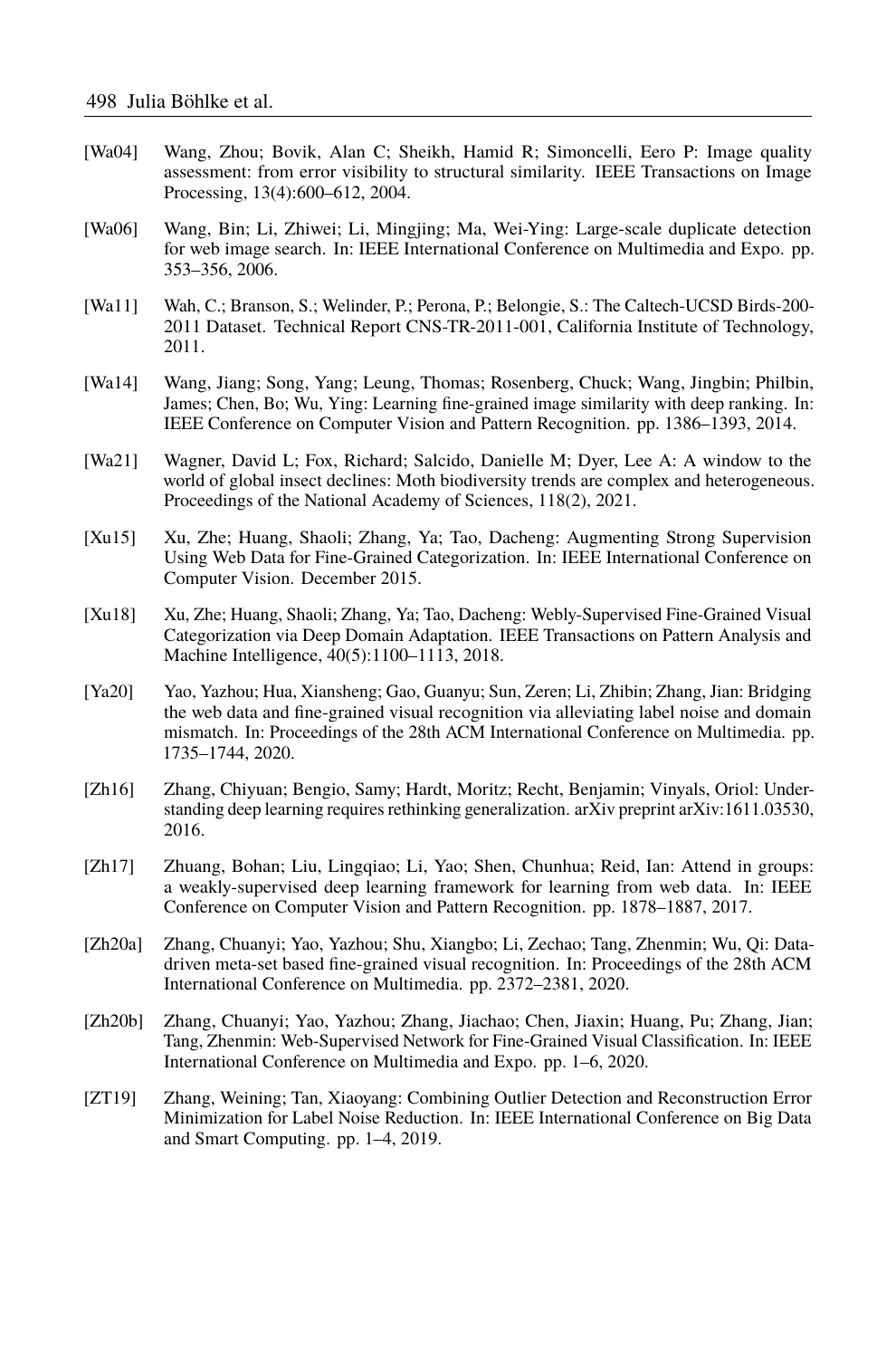[Wa04] Wang, Zhou; Bovik, Alan C; Sheikh, Hamid R; Simoncelli, Eero P: Image quality assessment: from error visibility to structural similarity. IEEE Transactions on Image Processing, 13(4):600–612, 2004.

[Wa06] Wang, Bin; Li, Zhiwei; Li, Mingjing; Ma, Wei-Ying: Large-scale duplicate detection for web image search. In: IEEE International Conference on Multimedia and Expo. pp. 353–356, 2006.

[Wa11] Wah, C.; Branson, S.; Welinder, P.; Perona, P.; Belongie, S.: The Caltech-UCSD Birds-200-2011 Dataset. Technical Report CNS-TR-2011-001, California Institute of Technology, 2011.

[Wa14] Wang, Jiang; Song, Yang; Leung, Thomas; Rosenberg, Chuck; Wang, Jingbin; Philbin, James; Chen, Bo; Wu, Ying: Learning fine-grained image similarity with deep ranking. In: IEEE Conference on Computer Vision and Pattern Recognition. pp. 1386–1393, 2014.

[Wa21] Wagner, David L; Fox, Richard; Salcido, Danielle M; Dyer, Lee A: A window to the world of global insect declines: Moth biodiversity trends are complex and heterogeneous. Proceedings of the National Academy of Sciences, 118(2), 2021.

[Xu15] Xu, Zhe; Huang, Shaoli; Zhang, Ya; Tao, Dacheng: Augmenting Strong Supervision Using Web Data for Fine-Grained Categorization. In: IEEE International Conference on Computer Vision. December 2015.

[Xu18] Xu, Zhe; Huang, Shaoli; Zhang, Ya; Tao, Dacheng: Webly-Supervised Fine-Grained Visual Categorization via Deep Domain Adaptation. IEEE Transactions on Pattern Analysis and Machine Intelligence, 40(5):1100–1113, 2018.

[Ya20] Yao, Yazhou; Hua, Xiansheng; Gao, Guanyu; Sun, Zeren; Li, Zhibin; Zhang, Jian: Bridging the web data and fine-grained visual recognition via alleviating label noise and domain mismatch. In: Proceedings of the 28th ACM International Conference on Multimedia. pp. 1735–1744, 2020.

[Zh16] Zhang, Chiyuan; Bengio, Samy; Hardt, Moritz; Recht, Benjamin; Vinyals, Oriol: Understanding deep learning requires rethinking generalization. arXiv preprint arXiv:1611.03530, 2016.

[Zh17] Zhuang, Bohan; Liu, Lingqiao; Li, Yao; Shen, Chunhua; Reid, Ian: Attend in groups: a weakly-supervised deep learning framework for learning from web data. In: IEEE Conference on Computer Vision and Pattern Recognition. pp. 1878–1887, 2017.

[Zh20a] Zhang, Chuanyi; Yao, Yazhou; Shu, Xiangbo; Li, Zechao; Tang, Zhenmin; Wu, Qi: Data-driven meta-set based fine-grained visual recognition. In: Proceedings of the 28th ACM International Conference on Multimedia. pp. 2372–2381, 2020.

[Zh20b] Zhang, Chuanyi; Yao, Yazhou; Zhang, Jiachao; Chen, Jiaxin; Huang, Pu; Zhang, Jian; Tang, Zhenmin: Web-Supervised Network for Fine-Grained Visual Classification. In: IEEE International Conference on Multimedia and Expo. pp. 1–6, 2020.

[ZT19] Zhang, Weining; Tan, Xiaoyang: Combining Outlier Detection and Reconstruction Error Minimization for Label Noise Reduction. In: IEEE International Conference on Big Data and Smart Computing. pp. 1–4, 2019.